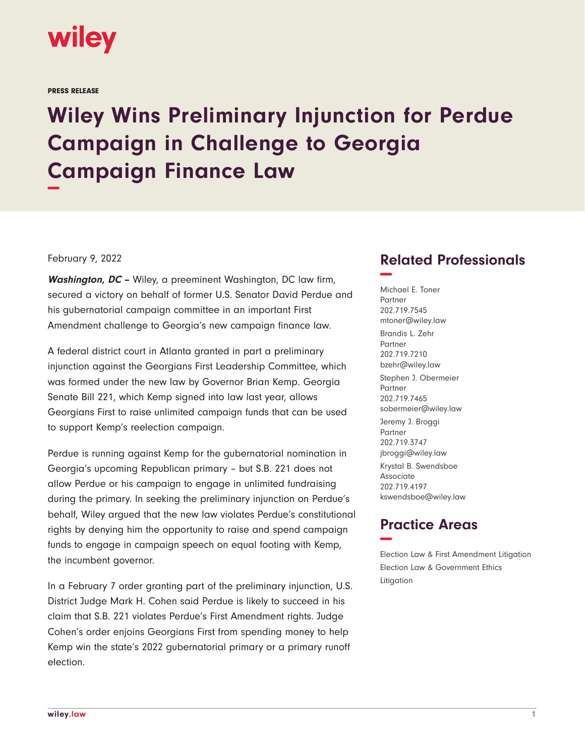wiley

PRESS RELEASE

# Wiley Wins Preliminary Injunction for Perdue Campaign in Challenge to Georgia Campaign Finance Law

February 9, 2022

***Washington, DC*** – Wiley, a preeminent Washington, DC law firm, secured a victory on behalf of former U.S. Senator David Perdue and his gubernatorial campaign committee in an important First Amendment challenge to Georgia's new campaign finance law.

A federal district court in Atlanta granted in part a preliminary injunction against the Georgians First Leadership Committee, which was formed under the new law by Governor Brian Kemp. Georgia Senate Bill 221, which Kemp signed into law last year, allows Georgians First to raise unlimited campaign funds that can be used to support Kemp's reelection campaign.

Perdue is running against Kemp for the gubernatorial nomination in Georgia's upcoming Republican primary – but S.B. 221 does not allow Perdue or his campaign to engage in unlimited fundraising during the primary. In seeking the preliminary injunction on Perdue's behalf, Wiley argued that the new law violates Perdue's constitutional rights by denying him the opportunity to raise and spend campaign funds to engage in campaign speech on equal footing with Kemp, the incumbent governor.

In a February 7 order granting part of the preliminary injunction, U.S. District Judge Mark H. Cohen said Perdue is likely to succeed in his claim that S.B. 221 violates Perdue's First Amendment rights. Judge Cohen's order enjoins Georgians First from spending money to help Kemp win the state's 2022 gubernatorial primary or a primary runoff election.

## Related Professionals

Michael E. Toner
Partner
202.719.7545
mtoner@wiley.law

Brandis L. Zehr
Partner
202.719.7210
bzehr@wiley.law

Stephen J. Obermeier
Partner
202.719.7465
sobermeier@wiley.law

Jeremy J. Broggi
Partner
202.719.3747
jbroggi@wiley.law

Krystal B. Swendsboe
Associate
202.719.4197
kswendsboe@wiley.law

## Practice Areas

Election Law & First Amendment Litigation

Election Law & Government Ethics

Litigation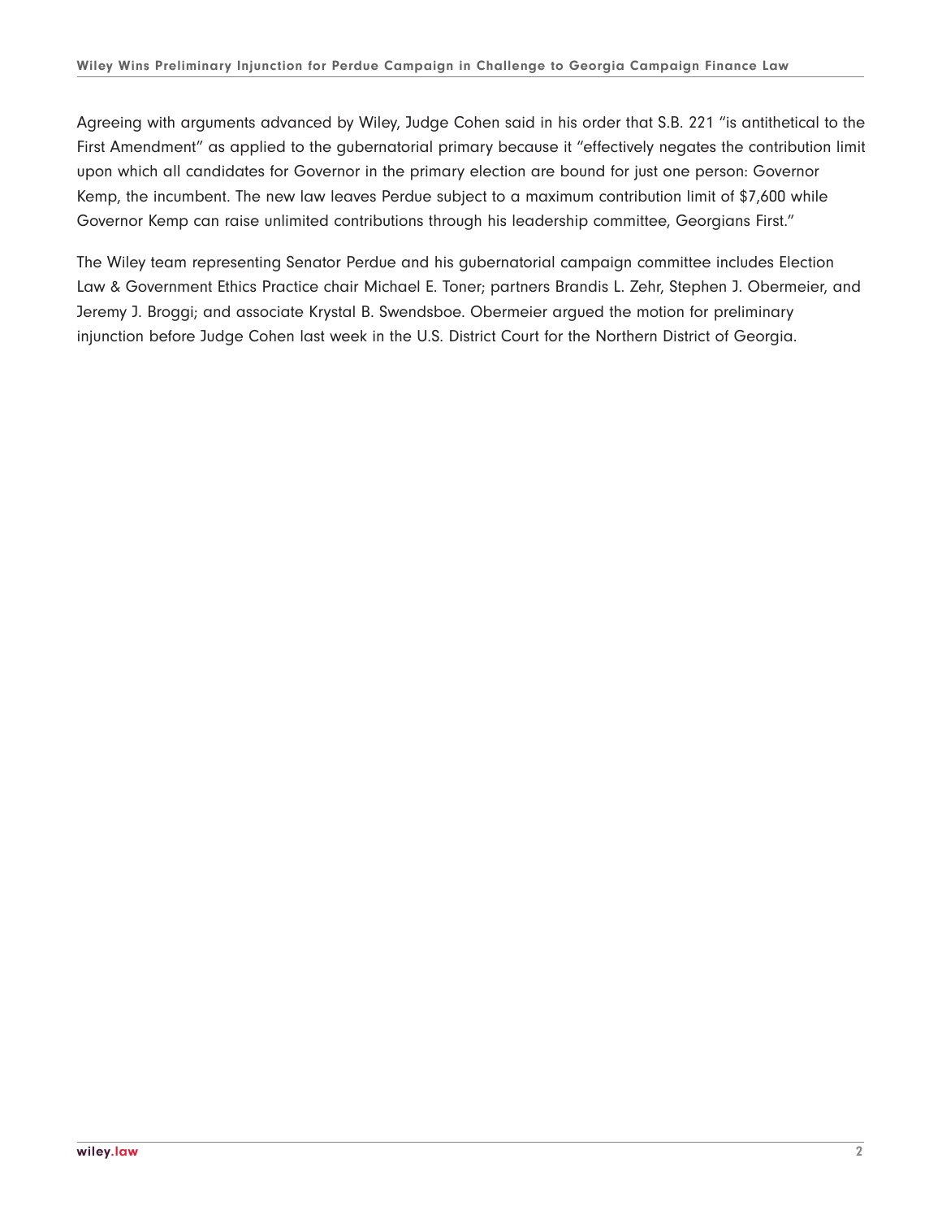Agreeing with arguments advanced by Wiley, Judge Cohen said in his order that S.B. 221 "is antithetical to the First Amendment" as applied to the gubernatorial primary because it "effectively negates the contribution limit upon which all candidates for Governor in the primary election are bound for just one person: Governor Kemp, the incumbent. The new law leaves Perdue subject to a maximum contribution limit of $7,600 while Governor Kemp can raise unlimited contributions through his leadership committee, Georgians First."

The Wiley team representing Senator Perdue and his gubernatorial campaign committee includes Election Law & Government Ethics Practice chair Michael E. Toner; partners Brandis L. Zehr, Stephen J. Obermeier, and Jeremy J. Broggi; and associate Krystal B. Swendsboe. Obermeier argued the motion for preliminary injunction before Judge Cohen last week in the U.S. District Court for the Northern District of Georgia.